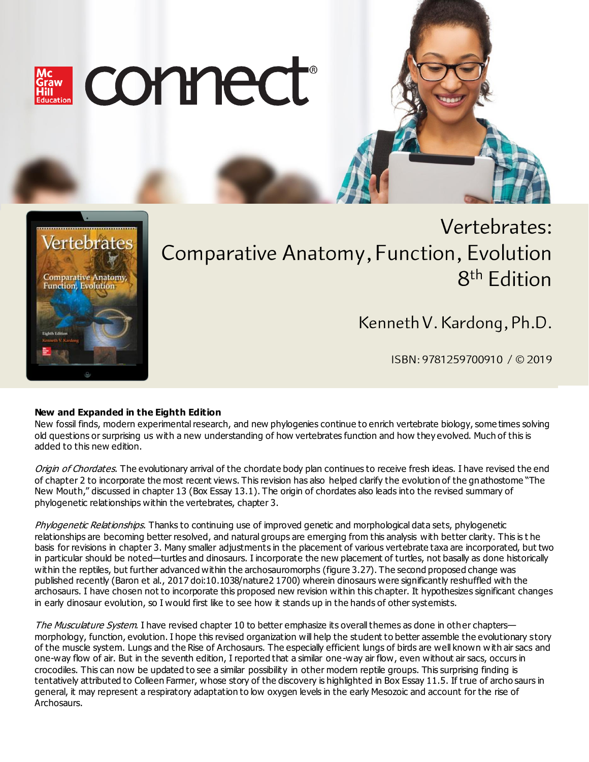Mc Graw Hill Education connect®

# Vertebrates: Comparative Anatomy, Function, Evolution 8th Edition

Kenneth V. Kardong, Ph.D.

ISBN: 9781259700910 / © 2019

**New and Expanded in the Eighth Edition**

New fossil finds, modern experimental research, and new phylogenies continue to enrich vertebrate biology, some times solving old questions or surprising us with a new understanding of how vertebrates function and how they evolved. Much of this is added to this new edition.

*Origin of Chordates.* The evolutionary arrival of the chordate body plan continues to receive fresh ideas. I have revised the end of chapter 2 to incorporate the most recent views. This revision has also helped clarify the evolution of the gnathostome "The New Mouth," discussed in chapter 13 (Box Essay 13.1). The origin of chordates also leads into the revised summary of phylogenetic relationships within the vertebrates, chapter 3.

*Phylogenetic Relationships.* Thanks to continuing use of improved genetic and morphological data sets, phylogenetic relationships are becoming better resolved, and natural groups are emerging from this analysis with better clarity. This is the basis for revisions in chapter 3. Many smaller adjustments in the placement of various vertebrate taxa are incorporated, but two in particular should be noted—turtles and dinosaurs. I incorporate the new placement of turtles, not basally as done historically within the reptiles, but further advanced within the archosauromorphs (figure 3.27). The second proposed change was published recently (Baron et al., 2017 doi:10.1038/nature21700) wherein dinosaurs were significantly reshuffled with the archosaurs. I have chosen not to incorporate this proposed new revision within this chapter. It hypothesizes significant changes in early dinosaur evolution, so I would first like to see how it stands up in the hands of other systemists.

*The Musculature System.* I have revised chapter 10 to better emphasize its overall themes as done in other chapters—morphology, function, evolution. I hope this revised organization will help the student to better assemble the evolutionary story of the muscle system. Lungs and the Rise of Archosaurs. The especially efficient lungs of birds are well known with air sacs and one-way flow of air. But in the seventh edition, I reported that a similar one-way air flow, even without air sacs, occurs in crocodiles. This can now be updated to see a similar possibility in other modern reptile groups. This surprising finding is tentatively attributed to Colleen Farmer, whose story of the discovery is highlighted in Box Essay 11.5. If true of archosaurs in general, it may represent a respiratory adaptation to low oxygen levels in the early Mesozoic and account for the rise of Archosaurs.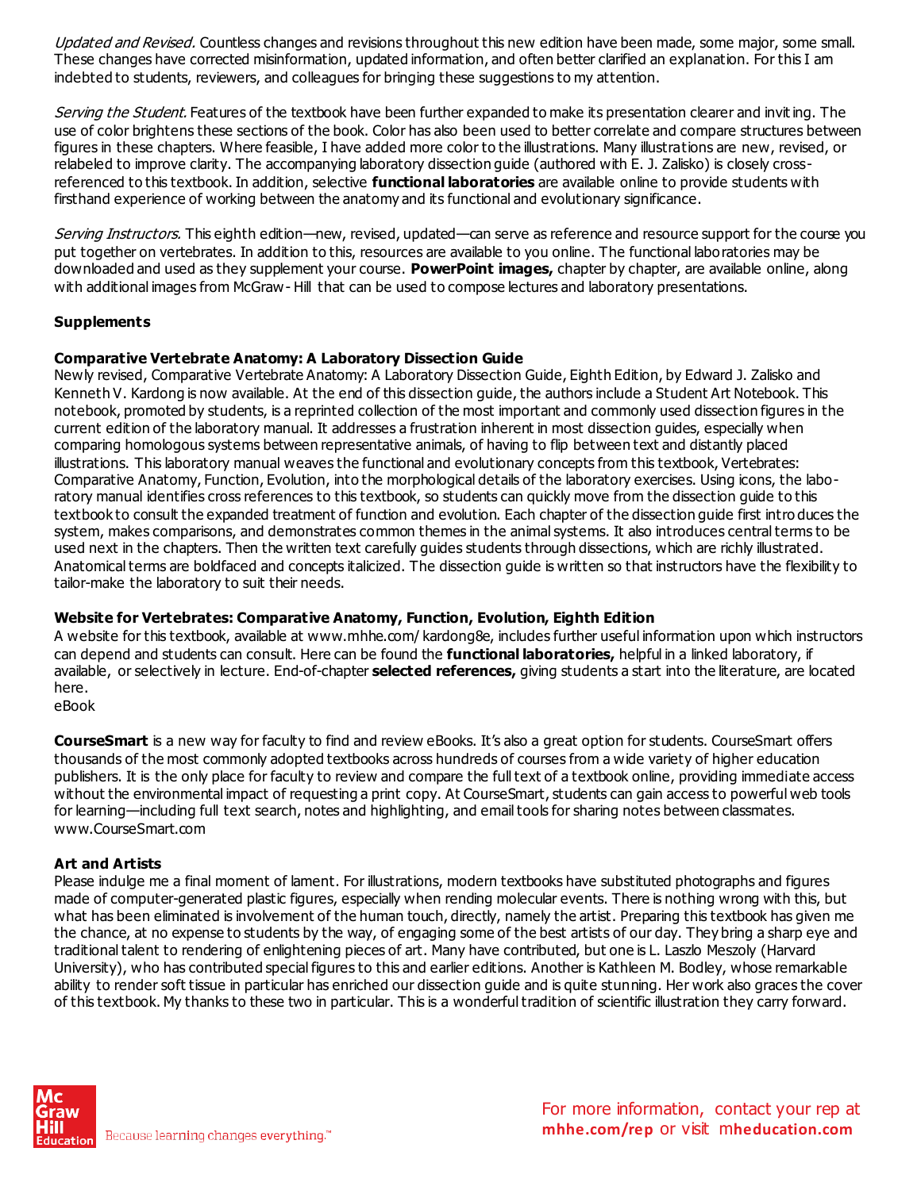*Updated and Revised.* Countless changes and revisions throughout this new edition have been made, some major, some small. These changes have corrected misinformation, updated information, and often better clarified an explanation. For this I am indebted to students, reviewers, and colleagues for bringing these suggestions to my attention.

*Serving the Student.* Features of the textbook have been further expanded to make its presentation clearer and inviting. The use of color brightens these sections of the book. Color has also been used to better correlate and compare structures between figures in these chapters. Where feasible, I have added more color to the illustrations. Many illustrations are new, revised, or relabeled to improve clarity. The accompanying laboratory dissection guide (authored with E. J. Zalisko) is closely cross-referenced to this textbook. In addition, selective **functional laboratories** are available online to provide students with firsthand experience of working between the anatomy and its functional and evolutionary significance.

*Serving Instructors.* This eighth edition—new, revised, updated—can serve as reference and resource support for the course you put together on vertebrates. In addition to this, resources are available to you online. The functional laboratories may be downloaded and used as they supplement your course. **PowerPoint images,** chapter by chapter, are available online, along with additional images from McGraw-Hill that can be used to compose lectures and laboratory presentations.

**Supplements**

**Comparative Vertebrate Anatomy: A Laboratory Dissection Guide**

Newly revised, Comparative Vertebrate Anatomy: A Laboratory Dissection Guide, Eighth Edition, by Edward J. Zalisko and Kenneth V. Kardong is now available. At the end of this dissection guide, the authors include a Student Art Notebook. This notebook, promoted by students, is a reprinted collection of the most important and commonly used dissection figures in the current edition of the laboratory manual. It addresses a frustration inherent in most dissection guides, especially when comparing homologous systems between representative animals, of having to flip between text and distantly placed illustrations. This laboratory manual weaves the functional and evolutionary concepts from this textbook, Vertebrates: Comparative Anatomy, Function, Evolution, into the morphological details of the laboratory exercises. Using icons, the laboratory manual identifies cross references to this textbook, so students can quickly move from the dissection guide to this textbook to consult the expanded treatment of function and evolution. Each chapter of the dissection guide first introduces the system, makes comparisons, and demonstrates common themes in the animal systems. It also introduces central terms to be used next in the chapters. Then the written text carefully guides students through dissections, which are richly illustrated. Anatomical terms are boldfaced and concepts italicized. The dissection guide is written so that instructors have the flexibility to tailor-make the laboratory to suit their needs.

**Website for Vertebrates: Comparative Anatomy, Function, Evolution, Eighth Edition**

A website for this textbook, available at www.mhhe.com/kardong8e, includes further useful information upon which instructors can depend and students can consult. Here can be found the **functional laboratories,** helpful in a linked laboratory, if available, or selectively in lecture. End-of-chapter **selected references,** giving students a start into the literature, are located here.

eBook

**CourseSmart** is a new way for faculty to find and review eBooks. It's also a great option for students. CourseSmart offers thousands of the most commonly adopted textbooks across hundreds of courses from a wide variety of higher education publishers. It is the only place for faculty to review and compare the full text of a textbook online, providing immediate access without the environmental impact of requesting a print copy. At CourseSmart, students can gain access to powerful web tools for learning—including full text search, notes and highlighting, and email tools for sharing notes between classmates. www.CourseSmart.com

**Art and Artists**

Please indulge me a final moment of lament. For illustrations, modern textbooks have substituted photographs and figures made of computer-generated plastic figures, especially when rending molecular events. There is nothing wrong with this, but what has been eliminated is involvement of the human touch, directly, namely the artist. Preparing this textbook has given me the chance, at no expense to students by the way, of engaging some of the best artists of our day. They bring a sharp eye and traditional talent to rendering of enlightening pieces of art. Many have contributed, but one is L. Laszlo Meszoly (Harvard University), who has contributed special figures to this and earlier editions. Another is Kathleen M. Bodley, whose remarkable ability to render soft tissue in particular has enriched our dissection guide and is quite stunning. Her work also graces the cover of this textbook. My thanks to these two in particular. This is a wonderful tradition of scientific illustration they carry forward.

Mc Graw Hill Education — Because learning changes everything.™

For more information, contact your rep at **mhhe.com/rep** or visit **mheducation.com**